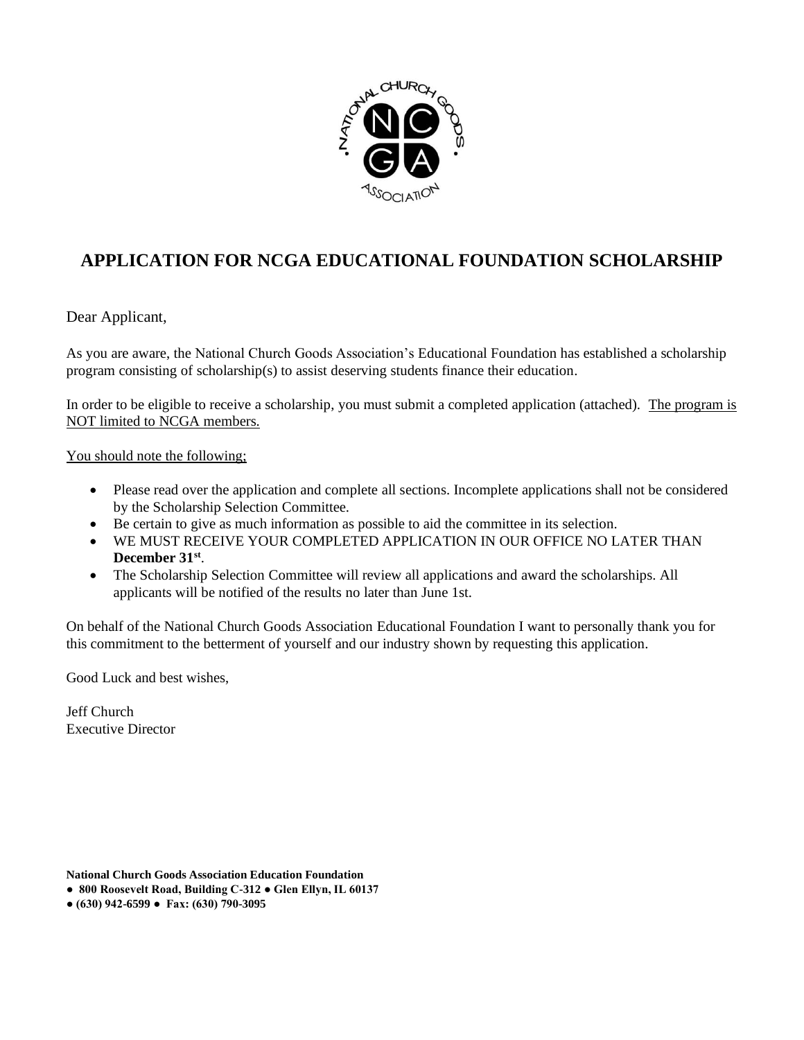# APPLICATION FOR NCGA EDUCATIONAL FOUNDATION SCHOLARSHIP

Dear Applicant,

As you are aware, the National Church Goods Association's Educational Foundation has established a scholarship program consisting of scholarship(s) to assist deserving students finance their education.

In order to be eligible to receive a scholarship, you must submit a completed application (attached). The program is NOT limited to NCGA members.

You should note the following;

- Please read over the application and complete all sections. Incomplete applications shall not be considered by the Scholarship Selection Committee.
- Be certain to give as much information as possible to aid the committee in its selection.
- WE MUST RECEIVE YOUR COMPLETED APPLICATION IN OUR OFFICE NO LATER THAN **December 31st**.
- The Scholarship Selection Committee will review all applications and award the scholarships. All applicants will be notified of the results no later than June 1st.

On behalf of the National Church Goods Association Educational Foundation I want to personally thank you for this commitment to the betterment of yourself and our industry shown by requesting this application.

Good Luck and best wishes,

Jeff Church
Executive Director

**National Church Goods Association Education Foundation**
**● 800 Roosevelt Road, Building C-312 ● Glen Ellyn, IL 60137**
**● (630) 942-6599 ● Fax: (630) 790-3095**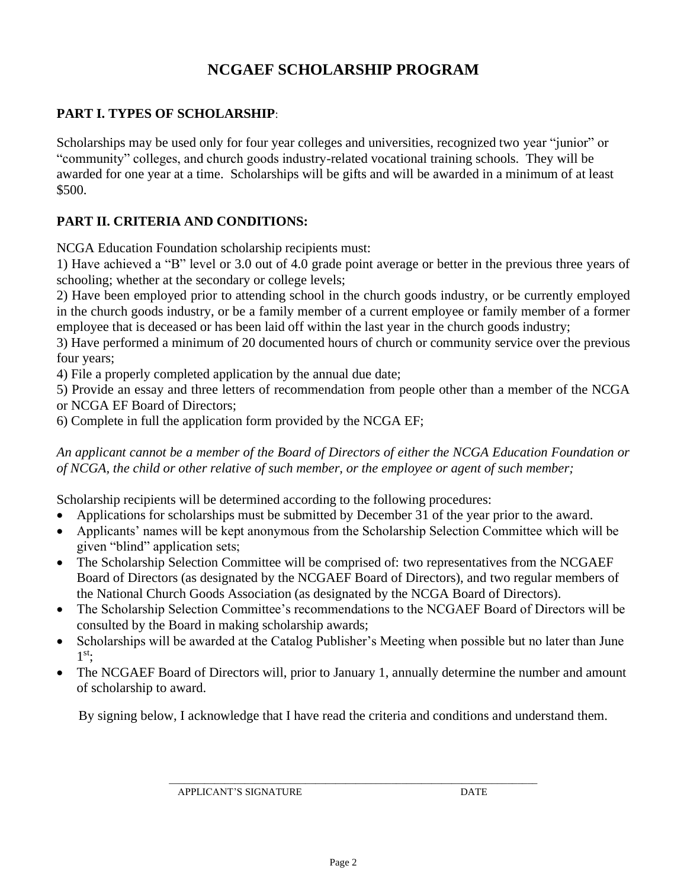# NCGAEF SCHOLARSHIP PROGRAM

**PART I. TYPES OF SCHOLARSHIP**:

Scholarships may be used only for four year colleges and universities, recognized two year "junior" or "community" colleges, and church goods industry-related vocational training schools. They will be awarded for one year at a time. Scholarships will be gifts and will be awarded in a minimum of at least $500.

**PART II. CRITERIA AND CONDITIONS:**

NCGA Education Foundation scholarship recipients must:

1) Have achieved a "B" level or 3.0 out of 4.0 grade point average or better in the previous three years of schooling; whether at the secondary or college levels;
2) Have been employed prior to attending school in the church goods industry, or be currently employed in the church goods industry, or be a family member of a current employee or family member of a former employee that is deceased or has been laid off within the last year in the church goods industry;
3) Have performed a minimum of 20 documented hours of church or community service over the previous four years;
4) File a properly completed application by the annual due date;
5) Provide an essay and three letters of recommendation from people other than a member of the NCGA or NCGA EF Board of Directors;
6) Complete in full the application form provided by the NCGA EF;

*An applicant cannot be a member of the Board of Directors of either the NCGA Education Foundation or of NCGA, the child or other relative of such member, or the employee or agent of such member;*

Scholarship recipients will be determined according to the following procedures:

- Applications for scholarships must be submitted by December 31 of the year prior to the award.
- Applicants' names will be kept anonymous from the Scholarship Selection Committee which will be given "blind" application sets;
- The Scholarship Selection Committee will be comprised of: two representatives from the NCGAEF Board of Directors (as designated by the NCGAEF Board of Directors), and two regular members of the National Church Goods Association (as designated by the NCGA Board of Directors).
- The Scholarship Selection Committee's recommendations to the NCGAEF Board of Directors will be consulted by the Board in making scholarship awards;
- Scholarships will be awarded at the Catalog Publisher's Meeting when possible but no later than June 1st;
- The NCGAEF Board of Directors will, prior to January 1, annually determine the number and amount of scholarship to award.

By signing below, I acknowledge that I have read the criteria and conditions and understand them.

\_\_\_\_\_\_\_\_\_\_\_\_\_\_\_\_\_\_\_\_\_\_\_\_\_\_\_\_\_\_\_\_\_\_\_\_\_\_\_\_\_\_\_\_\_\_\_\_\_\_\_\_\_\_\_\_\_\_

APPLICANT'S SIGNATURE DATE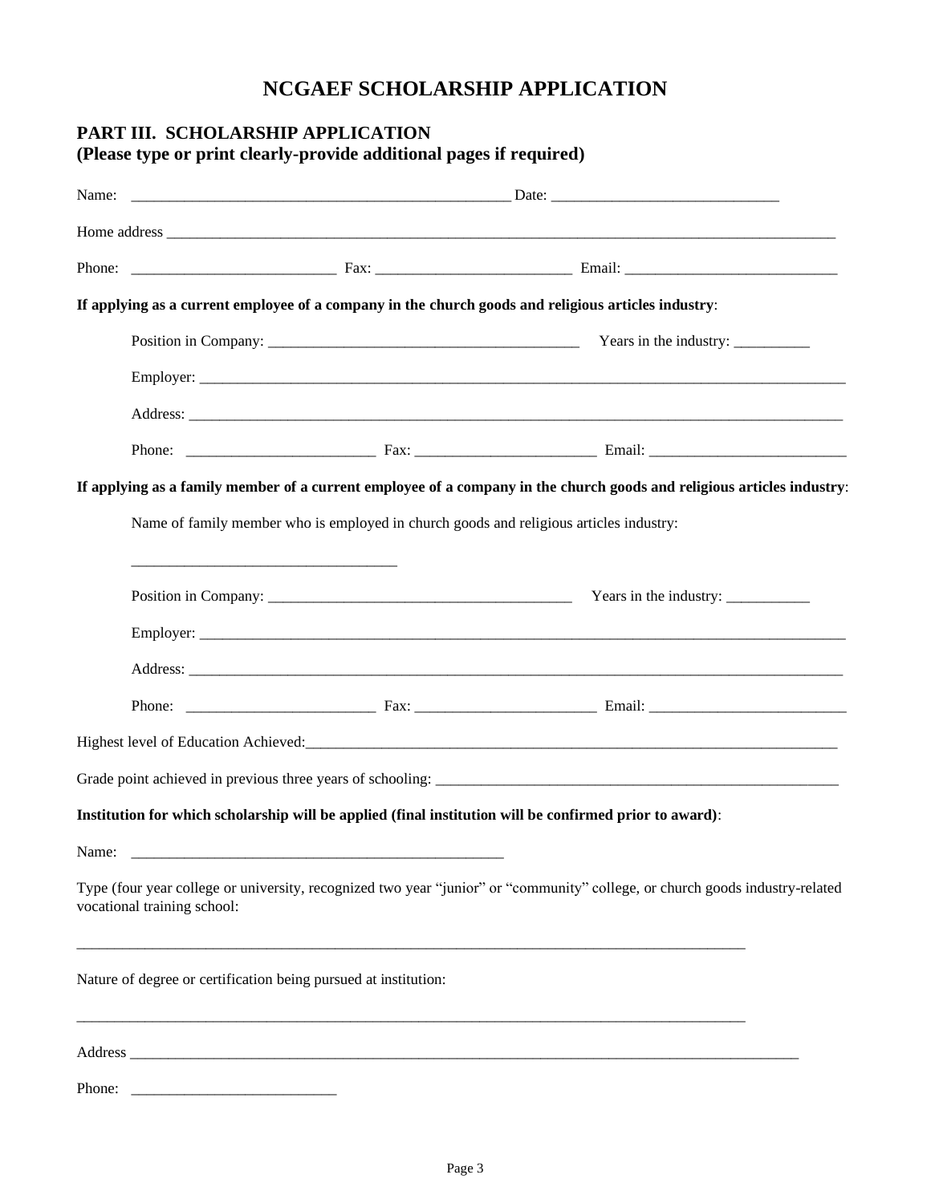# NCGAEF SCHOLARSHIP APPLICATION

## PART III. SCHOLARSHIP APPLICATION
**(Please type or print clearly-provide additional pages if required)**

Name: ___________________________________________________ Date: ______________________________

Home address __________________________________________________________________________________________

Phone: ___________________________ Fax: __________________________ Email: ____________________________

**If applying as a current employee of a company in the church goods and religious articles industry**:

Position in Company: _________________________________________ Years in the industry: __________

Employer: _____________________________________________________________________________________

Address: ______________________________________________________________________________________

Phone: _________________________ Fax: ________________________ Email: __________________________

**If applying as a family member of a current employee of a company in the church goods and religious articles industry**:

Name of family member who is employed in church goods and religious articles industry:

___________________________________

Position in Company: ________________________________________ Years in the industry: ___________

Employer: _____________________________________________________________________________________

Address: ______________________________________________________________________________________

Phone: _________________________ Fax: ________________________ Email: __________________________

Highest level of Education Achieved:_________________________________________________________________________

Grade point achieved in previous three years of schooling: ________________________________________________________

**Institution for which scholarship will be applied (final institution will be confirmed prior to award)**:

Name: __________________________________________________

Type (four year college or university, recognized two year "junior" or "community" college, or church goods industry-related vocational training school:

_________________________________________________________________________________________

Nature of degree or certification being pursued at institution:

_________________________________________________________________________________________

Address ______________________________________________________________________________________________

Phone: ___________________________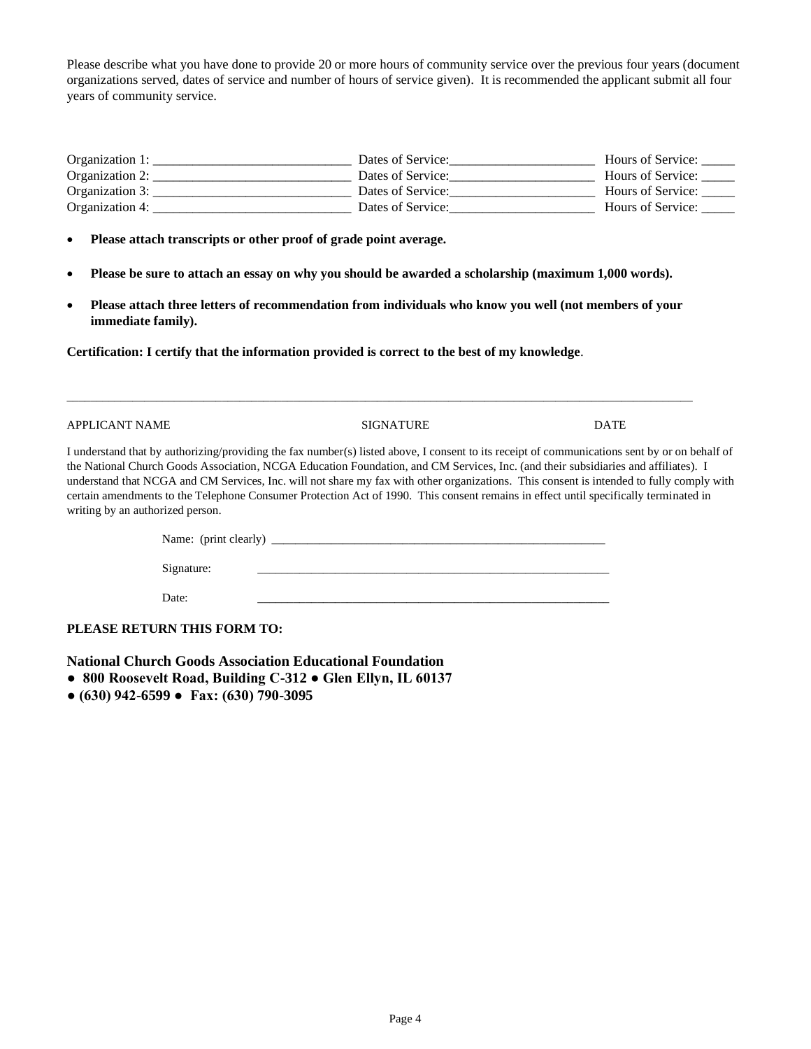Please describe what you have done to provide 20 or more hours of community service over the previous four years (document organizations served, dates of service and number of hours of service given). It is recommended the applicant submit all four years of community service.

Organization 1: ______________________________ Dates of Service:______________________ Hours of Service: _____

Organization 2: ______________________________ Dates of Service:______________________ Hours of Service: _____

Organization 3: ______________________________ Dates of Service:______________________ Hours of Service: _____

Organization 4: ______________________________ Dates of Service:______________________ Hours of Service: _____

- **Please attach transcripts or other proof of grade point average.**
- **Please be sure to attach an essay on why you should be awarded a scholarship (maximum 1,000 words).**
- **Please attach three letters of recommendation from individuals who know you well (not members of your immediate family).**

**Certification: I certify that the information provided is correct to the best of my knowledge**.

_____________________________________________________________________________________________

APPLICANT NAME SIGNATURE DATE

I understand that by authorizing/providing the fax number(s) listed above, I consent to its receipt of communications sent by or on behalf of the National Church Goods Association, NCGA Education Foundation, and CM Services, Inc. (and their subsidiaries and affiliates). I understand that NCGA and CM Services, Inc. will not share my fax with other organizations. This consent is intended to fully comply with certain amendments to the Telephone Consumer Protection Act of 1990. This consent remains in effect until specifically terminated in writing by an authorized person.

Name: (print clearly) ____________________________________________________________

Signature: ____________________________________________________________

Date: ____________________________________________________________

**PLEASE RETURN THIS FORM TO:**

**National Church Goods Association Educational Foundation**
**● 800 Roosevelt Road, Building C-312 ● Glen Ellyn, IL 60137**
**● (630) 942-6599 ● Fax: (630) 790-3095**